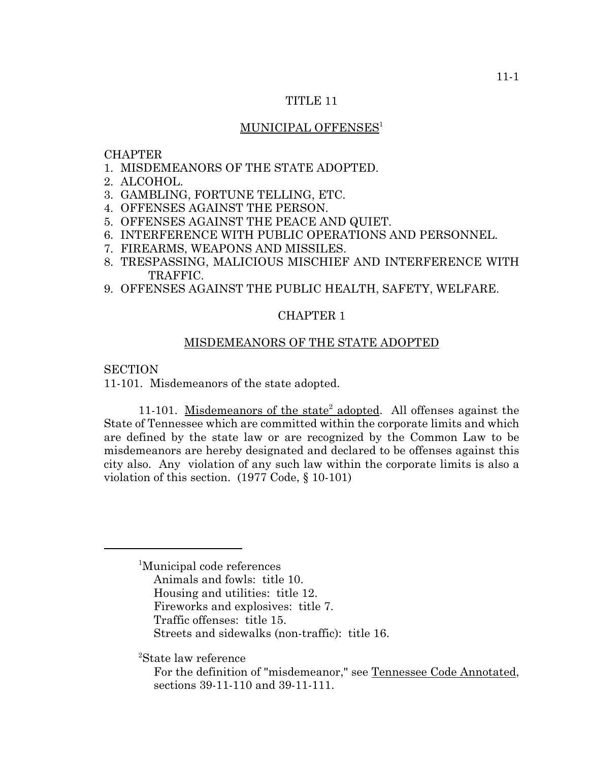# TITLE 11

## MUNICIPAL OFFENSES[1]

CHAPTER
1. MISDEMEANORS OF THE STATE ADOPTED.
2. ALCOHOL.
3. GAMBLING, FORTUNE TELLING, ETC.
4. OFFENSES AGAINST THE PERSON.
5. OFFENSES AGAINST THE PEACE AND QUIET.
6. INTERFERENCE WITH PUBLIC OPERATIONS AND PERSONNEL.
7. FIREARMS, WEAPONS AND MISSILES.
8. TRESPASSING, MALICIOUS MISCHIEF AND INTERFERENCE WITH TRAFFIC.
9. OFFENSES AGAINST THE PUBLIC HEALTH, SAFETY, WELFARE.

## CHAPTER 1

## MISDEMEANORS OF THE STATE ADOPTED

SECTION
11-101. Misdemeanors of the state adopted.

11-101. Misdemeanors of the state[2] adopted. All offenses against the State of Tennessee which are committed within the corporate limits and which are defined by the state law or are recognized by the Common Law to be misdemeanors are hereby designated and declared to be offenses against this city also. Any violation of any such law within the corporate limits is also a violation of this section. (1977 Code, § 10-101)

---

[1]Municipal code references
- Animals and fowls: title 10.
- Housing and utilities: title 12.
- Fireworks and explosives: title 7.
- Traffic offenses: title 15.
- Streets and sidewalks (non-traffic): title 16.

[2]State law reference
For the definition of "misdemeanor," see Tennessee Code Annotated, sections 39-11-110 and 39-11-111.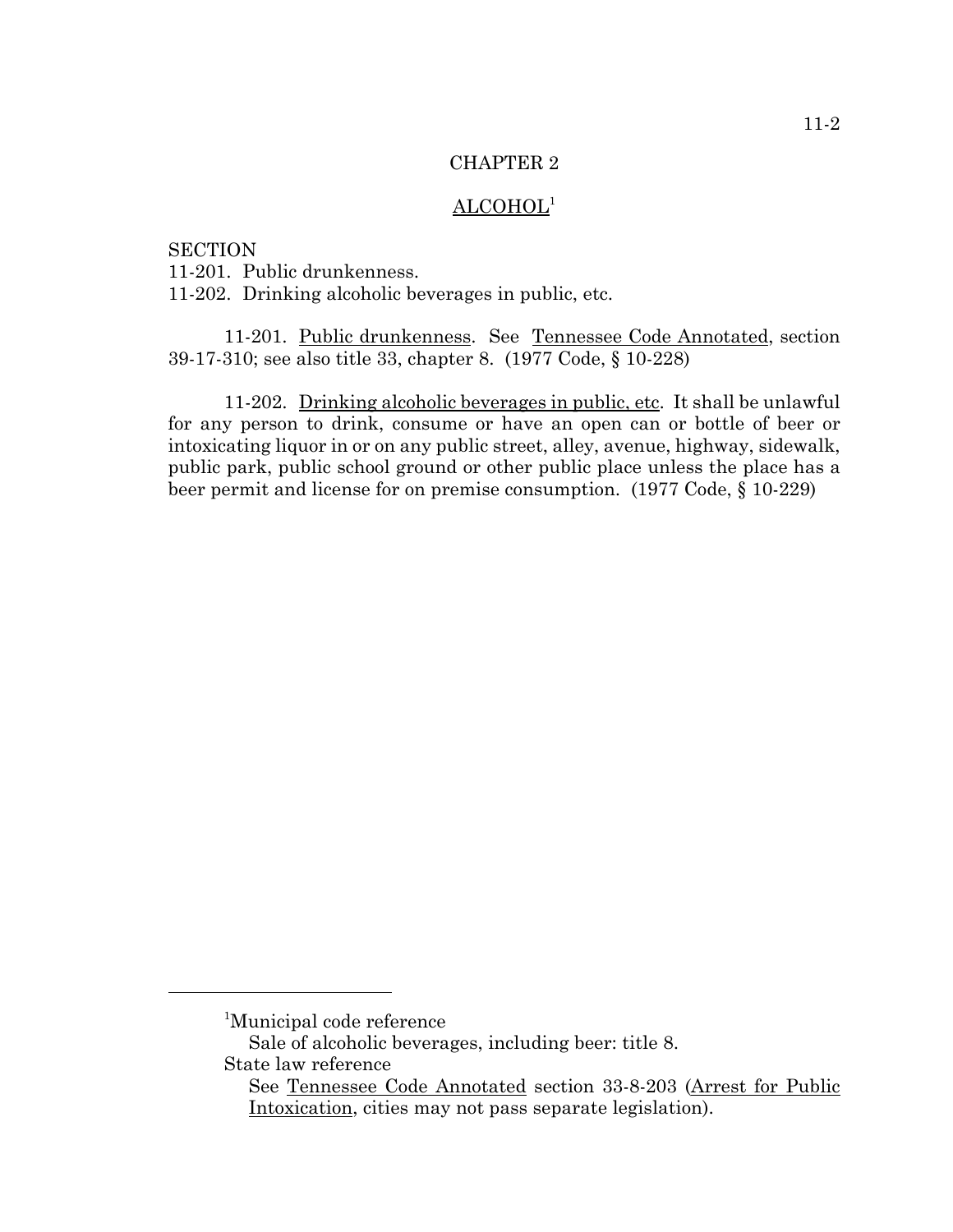# CHAPTER 2

## ALCOHOL[1]

SECTION
11-201. Public drunkenness.
11-202. Drinking alcoholic beverages in public, etc.

11-201. Public drunkenness. See Tennessee Code Annotated, section 39-17-310; see also title 33, chapter 8. (1977 Code, § 10-228)

11-202. Drinking alcoholic beverages in public, etc. It shall be unlawful for any person to drink, consume or have an open can or bottle of beer or intoxicating liquor in or on any public street, alley, avenue, highway, sidewalk, public park, public school ground or other public place unless the place has a beer permit and license for on premise consumption. (1977 Code, § 10-229)

---

[1]Municipal code reference
Sale of alcoholic beverages, including beer: title 8.

State law reference
See Tennessee Code Annotated section 33-8-203 (Arrest for Public Intoxication, cities may not pass separate legislation).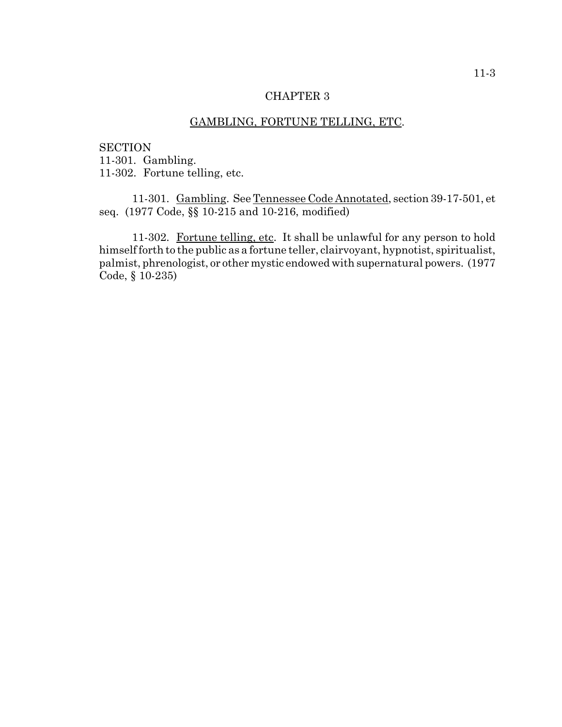## CHAPTER 3

## GAMBLING, FORTUNE TELLING, ETC.

SECTION
11-301. Gambling.
11-302. Fortune telling, etc.

11-301. Gambling. See Tennessee Code Annotated, section 39-17-501, et seq. (1977 Code, §§ 10-215 and 10-216, modified)

11-302. Fortune telling, etc. It shall be unlawful for any person to hold himself forth to the public as a fortune teller, clairvoyant, hypnotist, spiritualist, palmist, phrenologist, or other mystic endowed with supernatural powers. (1977 Code, § 10-235)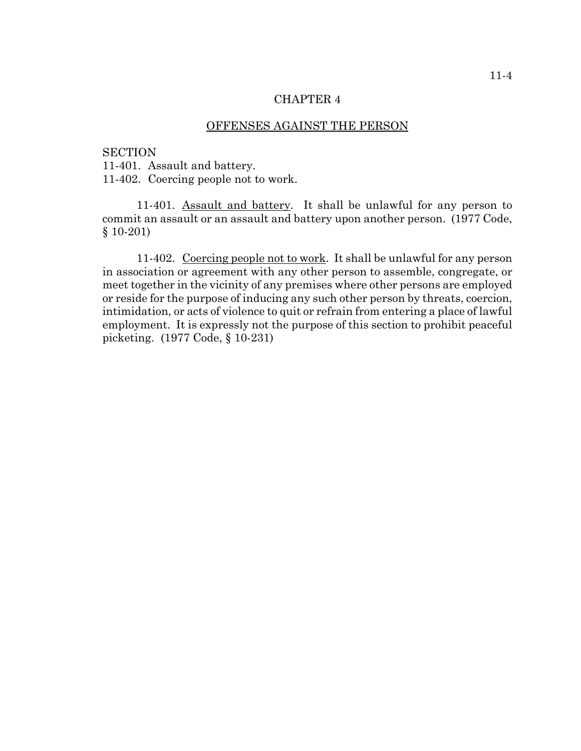# CHAPTER 4

## OFFENSES AGAINST THE PERSON

SECTION
11-401. Assault and battery.
11-402. Coercing people not to work.

11-401. Assault and battery. It shall be unlawful for any person to commit an assault or an assault and battery upon another person. (1977 Code, § 10-201)

11-402. Coercing people not to work. It shall be unlawful for any person in association or agreement with any other person to assemble, congregate, or meet together in the vicinity of any premises where other persons are employed or reside for the purpose of inducing any such other person by threats, coercion, intimidation, or acts of violence to quit or refrain from entering a place of lawful employment. It is expressly not the purpose of this section to prohibit peaceful picketing. (1977 Code, § 10-231)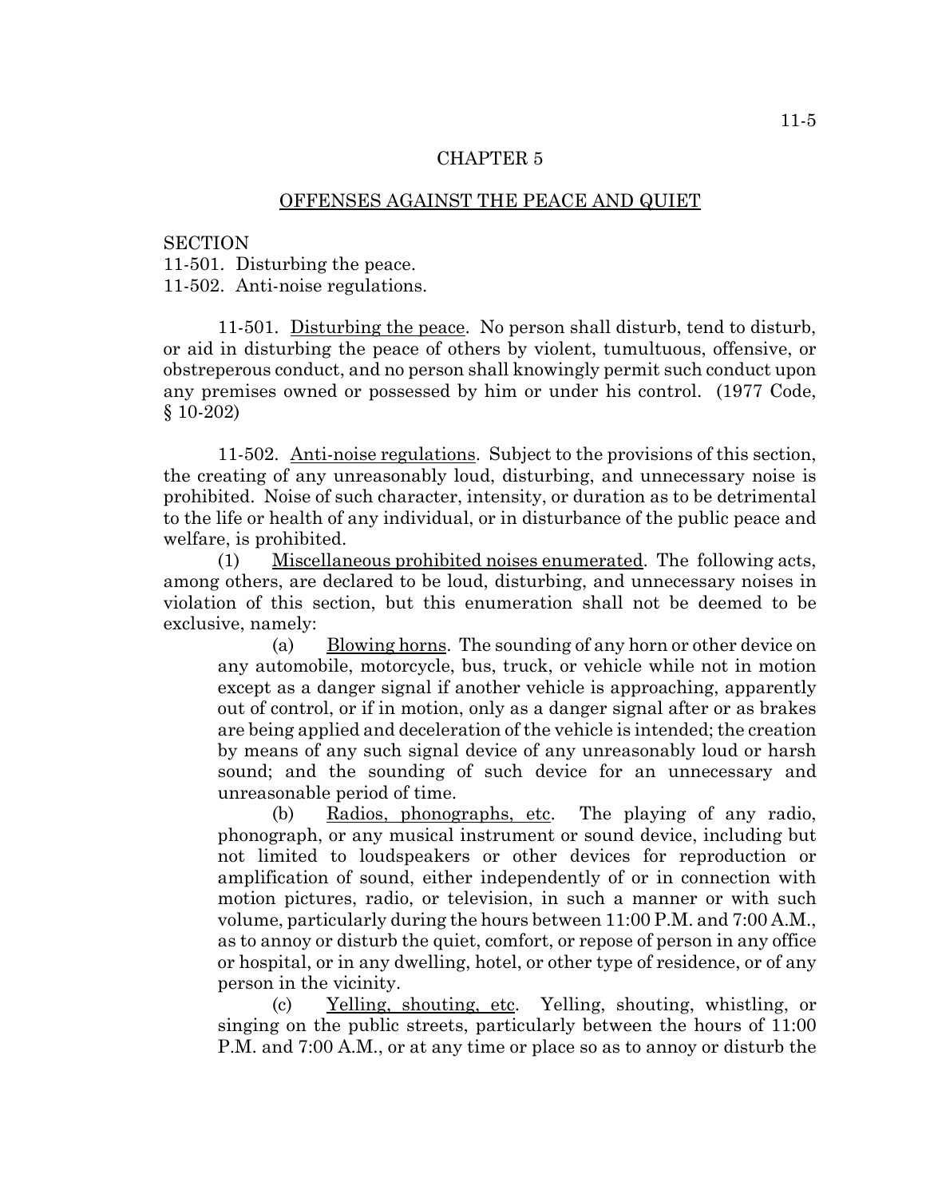# CHAPTER 5

## OFFENSES AGAINST THE PEACE AND QUIET

SECTION
11-501. Disturbing the peace.
11-502. Anti-noise regulations.

11-501. Disturbing the peace. No person shall disturb, tend to disturb, or aid in disturbing the peace of others by violent, tumultuous, offensive, or obstreperous conduct, and no person shall knowingly permit such conduct upon any premises owned or possessed by him or under his control. (1977 Code, § 10-202)

11-502. Anti-noise regulations. Subject to the provisions of this section, the creating of any unreasonably loud, disturbing, and unnecessary noise is prohibited. Noise of such character, intensity, or duration as to be detrimental to the life or health of any individual, or in disturbance of the public peace and welfare, is prohibited.

(1) Miscellaneous prohibited noises enumerated. The following acts, among others, are declared to be loud, disturbing, and unnecessary noises in violation of this section, but this enumeration shall not be deemed to be exclusive, namely:

(a) Blowing horns. The sounding of any horn or other device on any automobile, motorcycle, bus, truck, or vehicle while not in motion except as a danger signal if another vehicle is approaching, apparently out of control, or if in motion, only as a danger signal after or as brakes are being applied and deceleration of the vehicle is intended; the creation by means of any such signal device of any unreasonably loud or harsh sound; and the sounding of such device for an unnecessary and unreasonable period of time.

(b) Radios, phonographs, etc. The playing of any radio, phonograph, or any musical instrument or sound device, including but not limited to loudspeakers or other devices for reproduction or amplification of sound, either independently of or in connection with motion pictures, radio, or television, in such a manner or with such volume, particularly during the hours between 11:00 P.M. and 7:00 A.M., as to annoy or disturb the quiet, comfort, or repose of person in any office or hospital, or in any dwelling, hotel, or other type of residence, or of any person in the vicinity.

(c) Yelling, shouting, etc. Yelling, shouting, whistling, or singing on the public streets, particularly between the hours of 11:00 P.M. and 7:00 A.M., or at any time or place so as to annoy or disturb the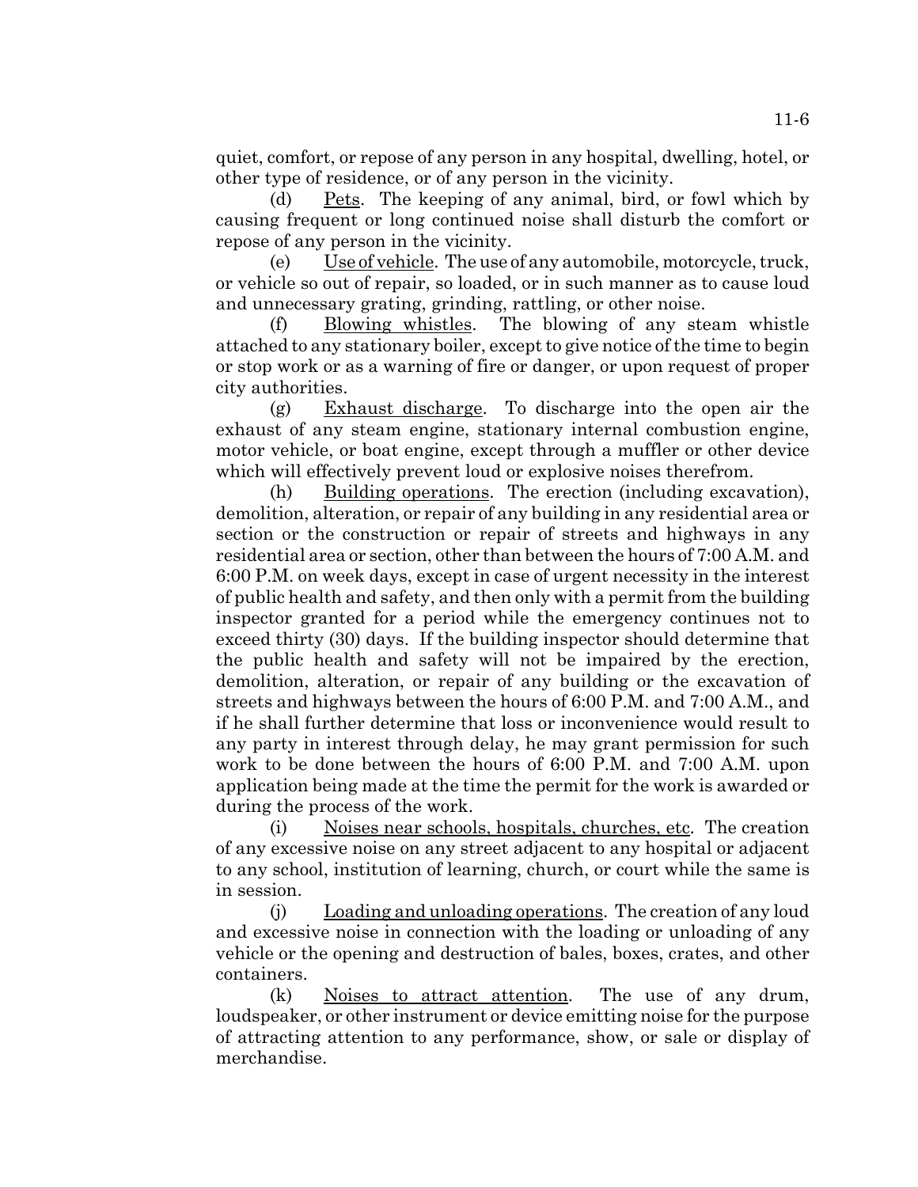quiet, comfort, or repose of any person in any hospital, dwelling, hotel, or other type of residence, or of any person in the vicinity.

(d) Pets. The keeping of any animal, bird, or fowl which by causing frequent or long continued noise shall disturb the comfort or repose of any person in the vicinity.

(e) Use of vehicle. The use of any automobile, motorcycle, truck, or vehicle so out of repair, so loaded, or in such manner as to cause loud and unnecessary grating, grinding, rattling, or other noise.

(f) Blowing whistles. The blowing of any steam whistle attached to any stationary boiler, except to give notice of the time to begin or stop work or as a warning of fire or danger, or upon request of proper city authorities.

(g) Exhaust discharge. To discharge into the open air the exhaust of any steam engine, stationary internal combustion engine, motor vehicle, or boat engine, except through a muffler or other device which will effectively prevent loud or explosive noises therefrom.

(h) Building operations. The erection (including excavation), demolition, alteration, or repair of any building in any residential area or section or the construction or repair of streets and highways in any residential area or section, other than between the hours of 7:00 A.M. and 6:00 P.M. on week days, except in case of urgent necessity in the interest of public health and safety, and then only with a permit from the building inspector granted for a period while the emergency continues not to exceed thirty (30) days. If the building inspector should determine that the public health and safety will not be impaired by the erection, demolition, alteration, or repair of any building or the excavation of streets and highways between the hours of 6:00 P.M. and 7:00 A.M., and if he shall further determine that loss or inconvenience would result to any party in interest through delay, he may grant permission for such work to be done between the hours of 6:00 P.M. and 7:00 A.M. upon application being made at the time the permit for the work is awarded or during the process of the work.

(i) Noises near schools, hospitals, churches, etc. The creation of any excessive noise on any street adjacent to any hospital or adjacent to any school, institution of learning, church, or court while the same is in session.

(j) Loading and unloading operations. The creation of any loud and excessive noise in connection with the loading or unloading of any vehicle or the opening and destruction of bales, boxes, crates, and other containers.

(k) Noises to attract attention. The use of any drum, loudspeaker, or other instrument or device emitting noise for the purpose of attracting attention to any performance, show, or sale or display of merchandise.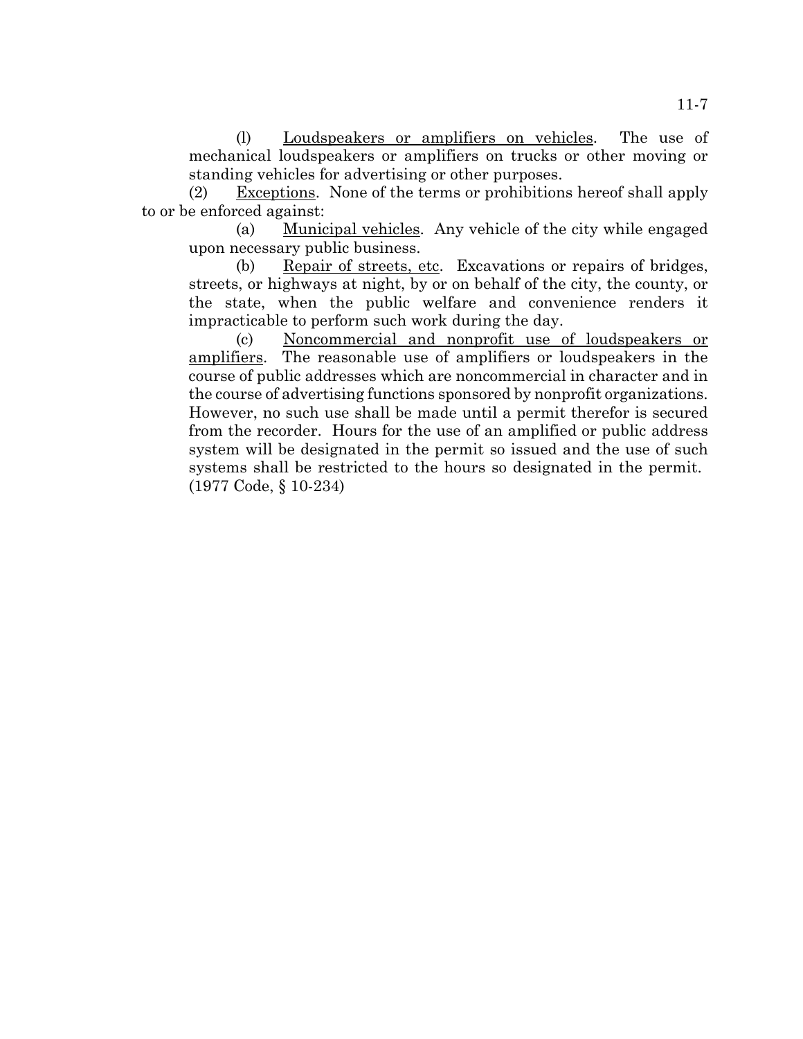(l) Loudspeakers or amplifiers on vehicles. The use of mechanical loudspeakers or amplifiers on trucks or other moving or standing vehicles for advertising or other purposes.

(2) Exceptions. None of the terms or prohibitions hereof shall apply to or be enforced against:

(a) Municipal vehicles. Any vehicle of the city while engaged upon necessary public business.

(b) Repair of streets, etc. Excavations or repairs of bridges, streets, or highways at night, by or on behalf of the city, the county, or the state, when the public welfare and convenience renders it impracticable to perform such work during the day.

(c) Noncommercial and nonprofit use of loudspeakers or amplifiers. The reasonable use of amplifiers or loudspeakers in the course of public addresses which are noncommercial in character and in the course of advertising functions sponsored by nonprofit organizations. However, no such use shall be made until a permit therefor is secured from the recorder. Hours for the use of an amplified or public address system will be designated in the permit so issued and the use of such systems shall be restricted to the hours so designated in the permit. (1977 Code, § 10-234)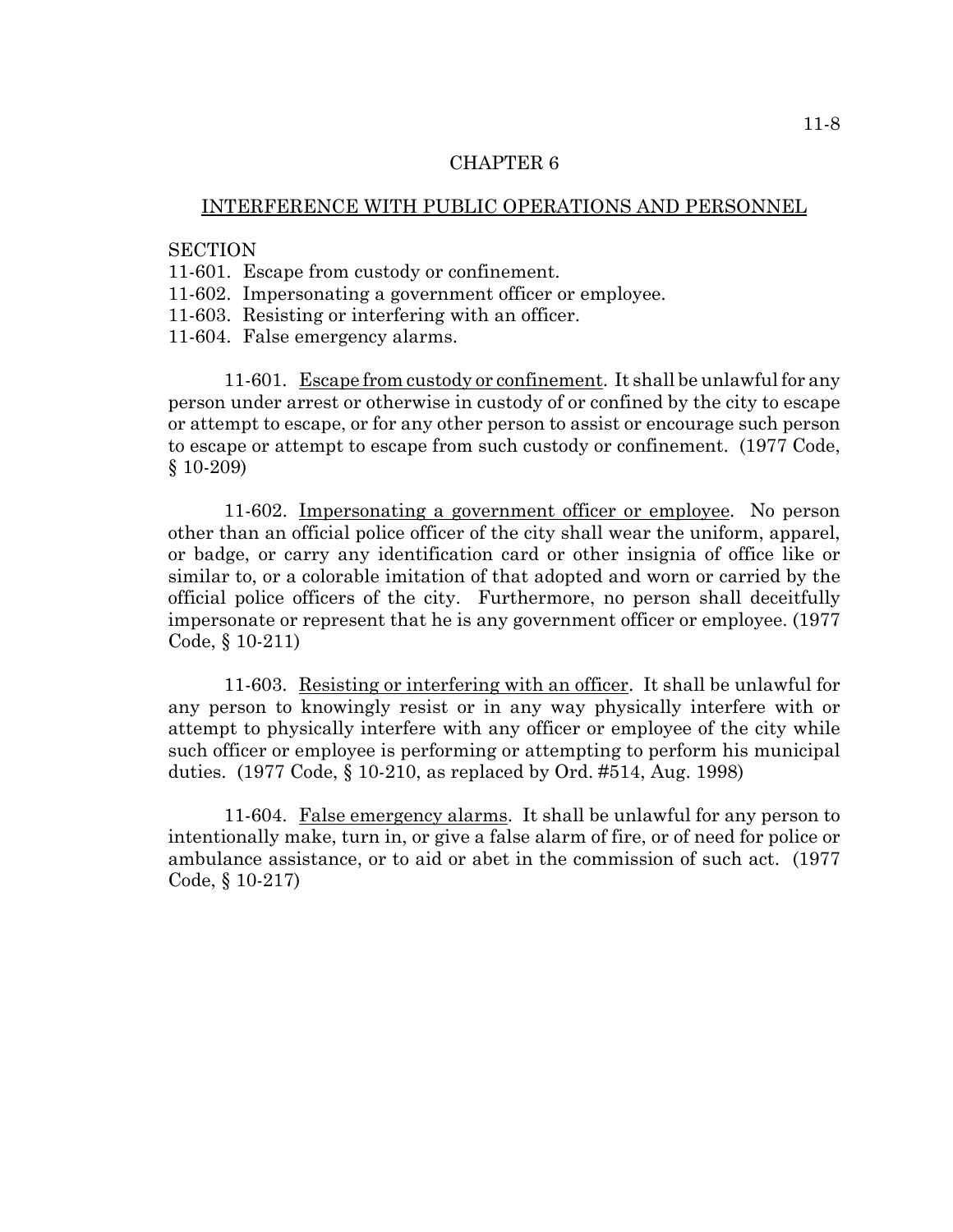# CHAPTER 6

## INTERFERENCE WITH PUBLIC OPERATIONS AND PERSONNEL

SECTION
11-601. Escape from custody or confinement.
11-602. Impersonating a government officer or employee.
11-603. Resisting or interfering with an officer.
11-604. False emergency alarms.

11-601. Escape from custody or confinement. It shall be unlawful for any person under arrest or otherwise in custody of or confined by the city to escape or attempt to escape, or for any other person to assist or encourage such person to escape or attempt to escape from such custody or confinement. (1977 Code, § 10-209)

11-602. Impersonating a government officer or employee. No person other than an official police officer of the city shall wear the uniform, apparel, or badge, or carry any identification card or other insignia of office like or similar to, or a colorable imitation of that adopted and worn or carried by the official police officers of the city. Furthermore, no person shall deceitfully impersonate or represent that he is any government officer or employee. (1977 Code, § 10-211)

11-603. Resisting or interfering with an officer. It shall be unlawful for any person to knowingly resist or in any way physically interfere with or attempt to physically interfere with any officer or employee of the city while such officer or employee is performing or attempting to perform his municipal duties. (1977 Code, § 10-210, as replaced by Ord. #514, Aug. 1998)

11-604. False emergency alarms. It shall be unlawful for any person to intentionally make, turn in, or give a false alarm of fire, or of need for police or ambulance assistance, or to aid or abet in the commission of such act. (1977 Code, § 10-217)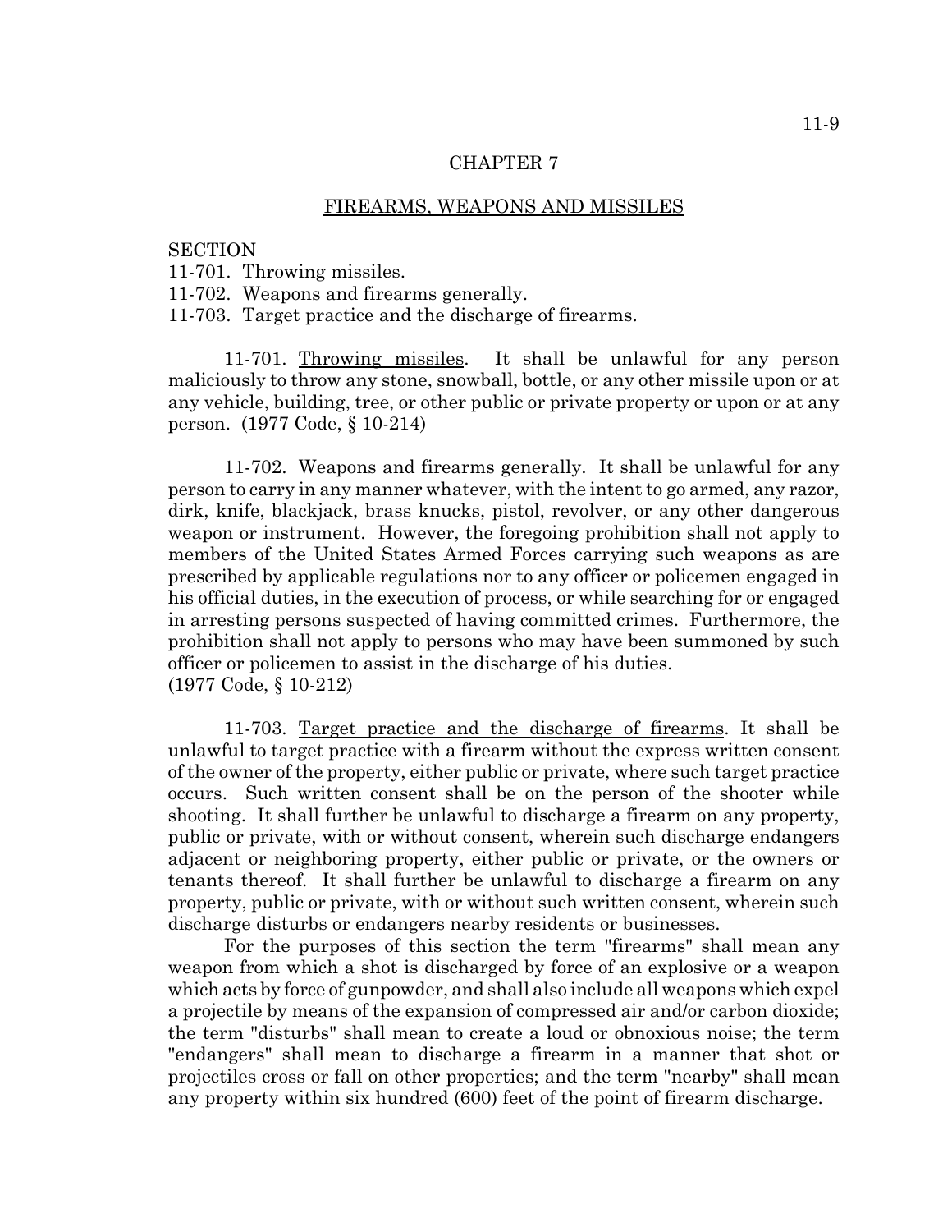# CHAPTER 7

## FIREARMS, WEAPONS AND MISSILES

SECTION
11-701. Throwing missiles.
11-702. Weapons and firearms generally.
11-703. Target practice and the discharge of firearms.

**11-701. Throwing missiles.** It shall be unlawful for any person maliciously to throw any stone, snowball, bottle, or any other missile upon or at any vehicle, building, tree, or other public or private property or upon or at any person. (1977 Code, § 10-214)

**11-702. Weapons and firearms generally.** It shall be unlawful for any person to carry in any manner whatever, with the intent to go armed, any razor, dirk, knife, blackjack, brass knucks, pistol, revolver, or any other dangerous weapon or instrument. However, the foregoing prohibition shall not apply to members of the United States Armed Forces carrying such weapons as are prescribed by applicable regulations nor to any officer or policemen engaged in his official duties, in the execution of process, or while searching for or engaged in arresting persons suspected of having committed crimes. Furthermore, the prohibition shall not apply to persons who may have been summoned by such officer or policemen to assist in the discharge of his duties.
(1977 Code, § 10-212)

**11-703. Target practice and the discharge of firearms.** It shall be unlawful to target practice with a firearm without the express written consent of the owner of the property, either public or private, where such target practice occurs. Such written consent shall be on the person of the shooter while shooting. It shall further be unlawful to discharge a firearm on any property, public or private, with or without consent, wherein such discharge endangers adjacent or neighboring property, either public or private, or the owners or tenants thereof. It shall further be unlawful to discharge a firearm on any property, public or private, with or without such written consent, wherein such discharge disturbs or endangers nearby residents or businesses.

For the purposes of this section the term "firearms" shall mean any weapon from which a shot is discharged by force of an explosive or a weapon which acts by force of gunpowder, and shall also include all weapons which expel a projectile by means of the expansion of compressed air and/or carbon dioxide; the term "disturbs" shall mean to create a loud or obnoxious noise; the term "endangers" shall mean to discharge a firearm in a manner that shot or projectiles cross or fall on other properties; and the term "nearby" shall mean any property within six hundred (600) feet of the point of firearm discharge.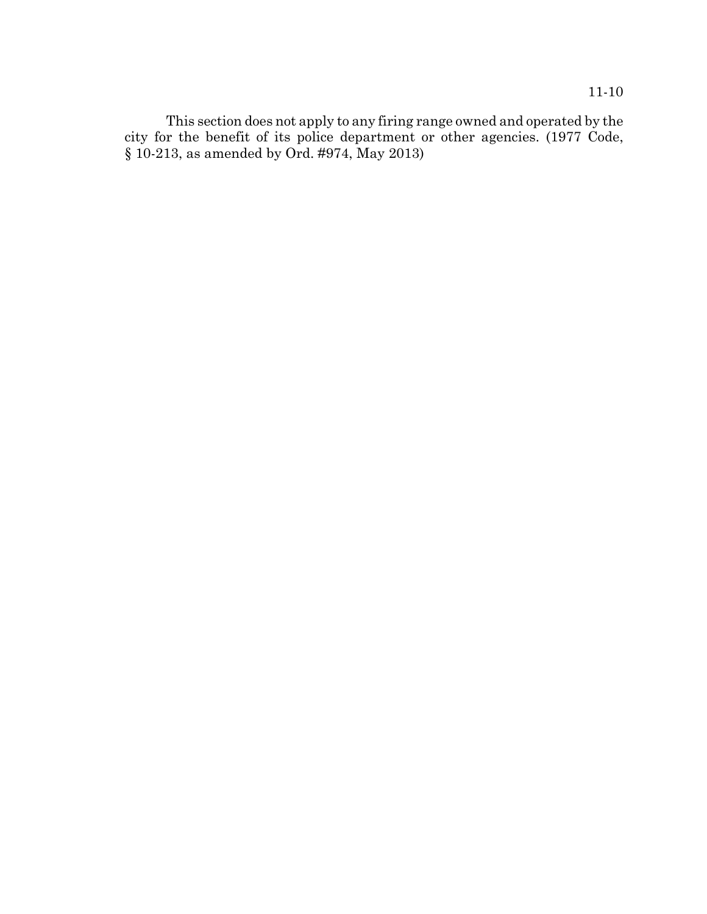This section does not apply to any firing range owned and operated by the city for the benefit of its police department or other agencies. (1977 Code, § 10-213, as amended by Ord. #974, May 2013)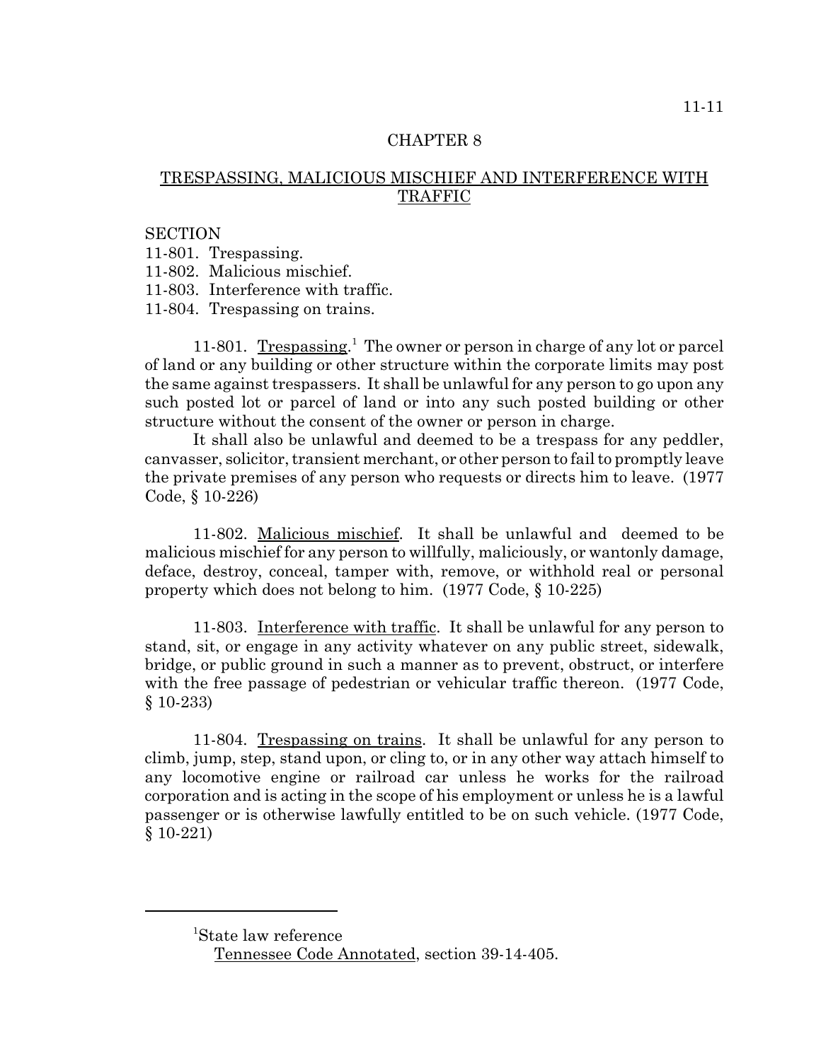# CHAPTER 8

## TRESPASSING, MALICIOUS MISCHIEF AND INTERFERENCE WITH TRAFFIC

SECTION
11-801. Trespassing.
11-802. Malicious mischief.
11-803. Interference with traffic.
11-804. Trespassing on trains.

11-801. Trespassing.[1] The owner or person in charge of any lot or parcel of land or any building or other structure within the corporate limits may post the same against trespassers. It shall be unlawful for any person to go upon any such posted lot or parcel of land or into any such posted building or other structure without the consent of the owner or person in charge.

It shall also be unlawful and deemed to be a trespass for any peddler, canvasser, solicitor, transient merchant, or other person to fail to promptly leave the private premises of any person who requests or directs him to leave. (1977 Code, § 10-226)

11-802. Malicious mischief. It shall be unlawful and deemed to be malicious mischief for any person to willfully, maliciously, or wantonly damage, deface, destroy, conceal, tamper with, remove, or withhold real or personal property which does not belong to him. (1977 Code, § 10-225)

11-803. Interference with traffic. It shall be unlawful for any person to stand, sit, or engage in any activity whatever on any public street, sidewalk, bridge, or public ground in such a manner as to prevent, obstruct, or interfere with the free passage of pedestrian or vehicular traffic thereon. (1977 Code, § 10-233)

11-804. Trespassing on trains. It shall be unlawful for any person to climb, jump, step, stand upon, or cling to, or in any other way attach himself to any locomotive engine or railroad car unless he works for the railroad corporation and is acting in the scope of his employment or unless he is a lawful passenger or is otherwise lawfully entitled to be on such vehicle. (1977 Code, § 10-221)

---

[1] State law reference
Tennessee Code Annotated, section 39-14-405.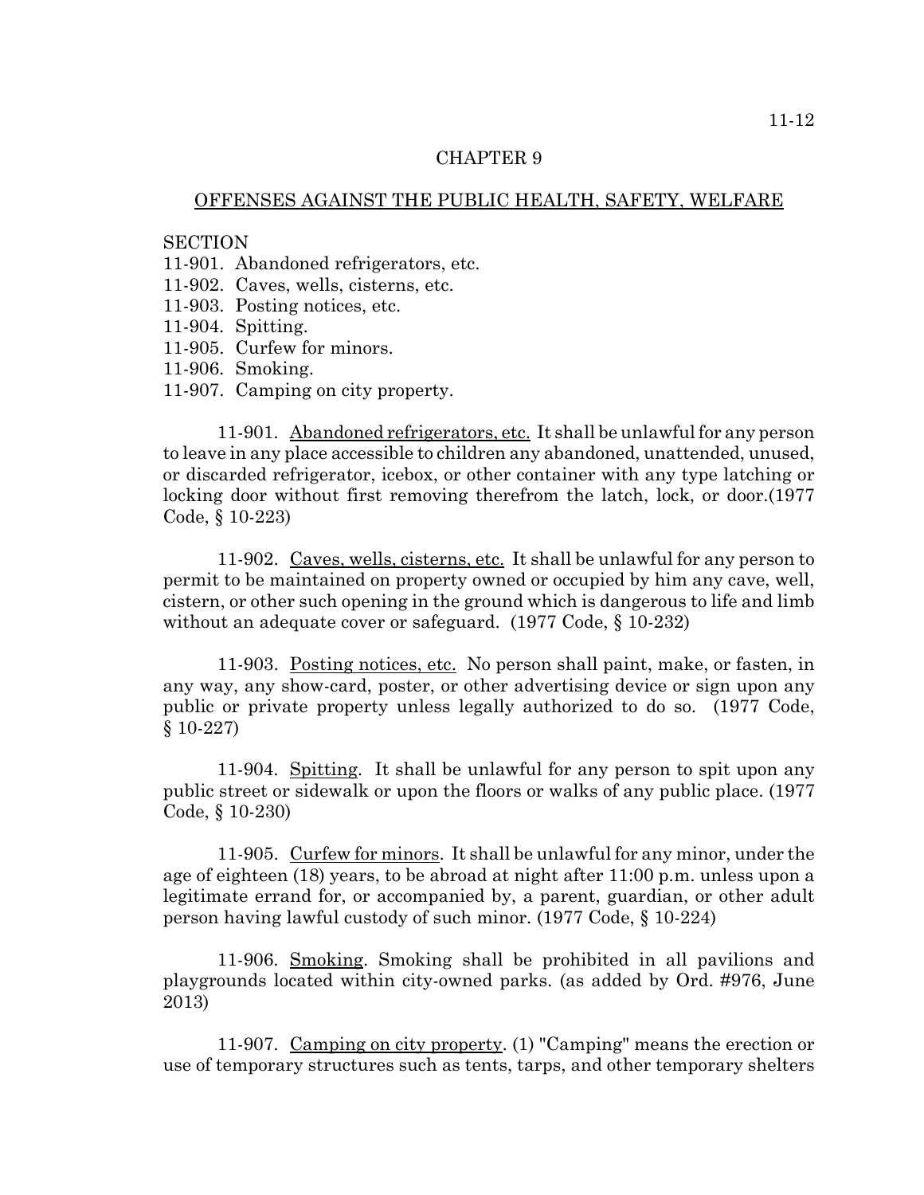# CHAPTER 9

## OFFENSES AGAINST THE PUBLIC HEALTH, SAFETY, WELFARE

SECTION
11-901. Abandoned refrigerators, etc.
11-902. Caves, wells, cisterns, etc.
11-903. Posting notices, etc.
11-904. Spitting.
11-905. Curfew for minors.
11-906. Smoking.
11-907. Camping on city property.

11-901. Abandoned refrigerators, etc. It shall be unlawful for any person to leave in any place accessible to children any abandoned, unattended, unused, or discarded refrigerator, icebox, or other container with any type latching or locking door without first removing therefrom the latch, lock, or door.(1977 Code, § 10-223)

11-902. Caves, wells, cisterns, etc. It shall be unlawful for any person to permit to be maintained on property owned or occupied by him any cave, well, cistern, or other such opening in the ground which is dangerous to life and limb without an adequate cover or safeguard. (1977 Code, § 10-232)

11-903. Posting notices, etc. No person shall paint, make, or fasten, in any way, any show-card, poster, or other advertising device or sign upon any public or private property unless legally authorized to do so. (1977 Code, § 10-227)

11-904. Spitting. It shall be unlawful for any person to spit upon any public street or sidewalk or upon the floors or walks of any public place. (1977 Code, § 10-230)

11-905. Curfew for minors. It shall be unlawful for any minor, under the age of eighteen (18) years, to be abroad at night after 11:00 p.m. unless upon a legitimate errand for, or accompanied by, a parent, guardian, or other adult person having lawful custody of such minor. (1977 Code, § 10-224)

11-906. Smoking. Smoking shall be prohibited in all pavilions and playgrounds located within city-owned parks. (as added by Ord. #976, June 2013)

11-907. Camping on city property. (1) "Camping" means the erection or use of temporary structures such as tents, tarps, and other temporary shelters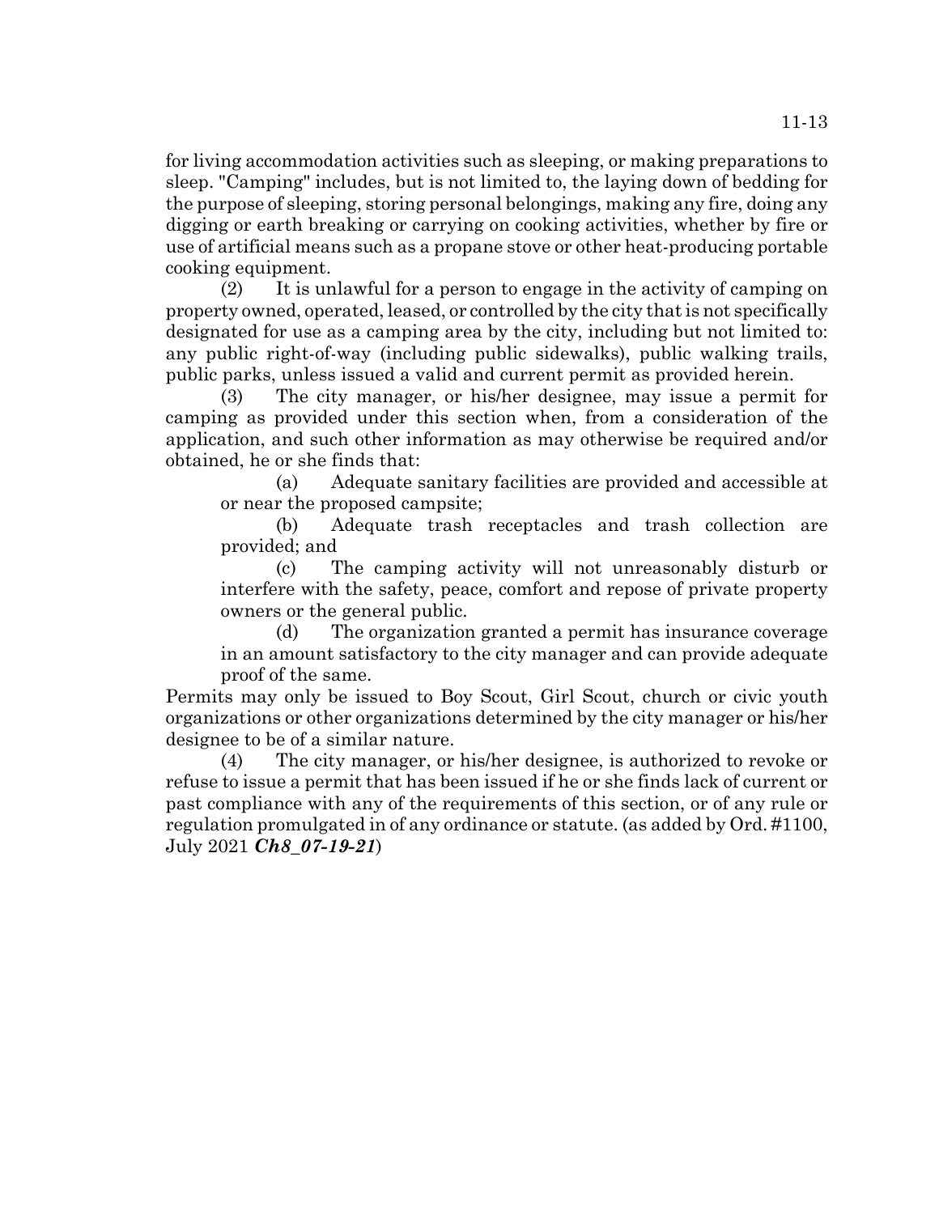for living accommodation activities such as sleeping, or making preparations to sleep. "Camping" includes, but is not limited to, the laying down of bedding for the purpose of sleeping, storing personal belongings, making any fire, doing any digging or earth breaking or carrying on cooking activities, whether by fire or use of artificial means such as a propane stove or other heat-producing portable cooking equipment.

(2) It is unlawful for a person to engage in the activity of camping on property owned, operated, leased, or controlled by the city that is not specifically designated for use as a camping area by the city, including but not limited to: any public right-of-way (including public sidewalks), public walking trails, public parks, unless issued a valid and current permit as provided herein.

(3) The city manager, or his/her designee, may issue a permit for camping as provided under this section when, from a consideration of the application, and such other information as may otherwise be required and/or obtained, he or she finds that:

(a) Adequate sanitary facilities are provided and accessible at or near the proposed campsite;

(b) Adequate trash receptacles and trash collection are provided; and

(c) The camping activity will not unreasonably disturb or interfere with the safety, peace, comfort and repose of private property owners or the general public.

(d) The organization granted a permit has insurance coverage in an amount satisfactory to the city manager and can provide adequate proof of the same.

Permits may only be issued to Boy Scout, Girl Scout, church or civic youth organizations or other organizations determined by the city manager or his/her designee to be of a similar nature.

(4) The city manager, or his/her designee, is authorized to revoke or refuse to issue a permit that has been issued if he or she finds lack of current or past compliance with any of the requirements of this section, or of any rule or regulation promulgated in of any ordinance or statute. (as added by Ord. #1100, July 2021 ***Ch8_07-19-21***)